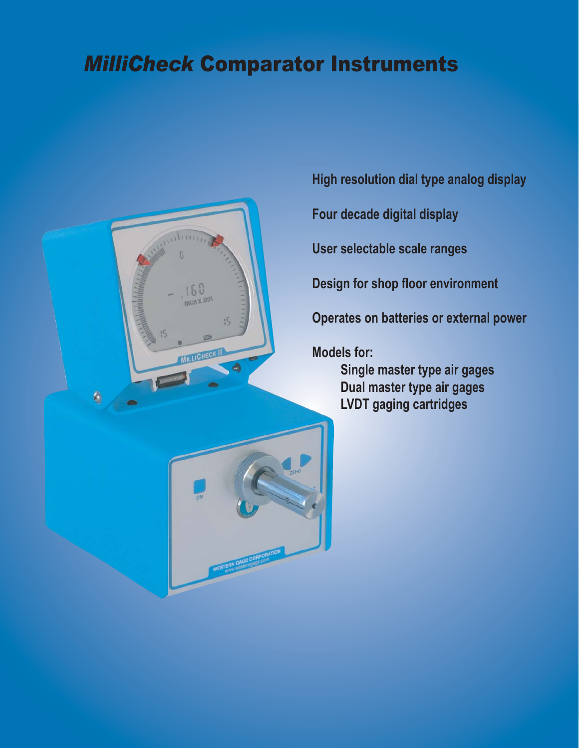# *MilliCheck* Comparator Instruments

High resolution dial type analog display

Four decade digital display

User selectable scale ranges

Design for shop floor environment

Operates on batteries or external power

Models for:

- Single master type air gages
- Dual master type air gages
- LVDT gaging cartridges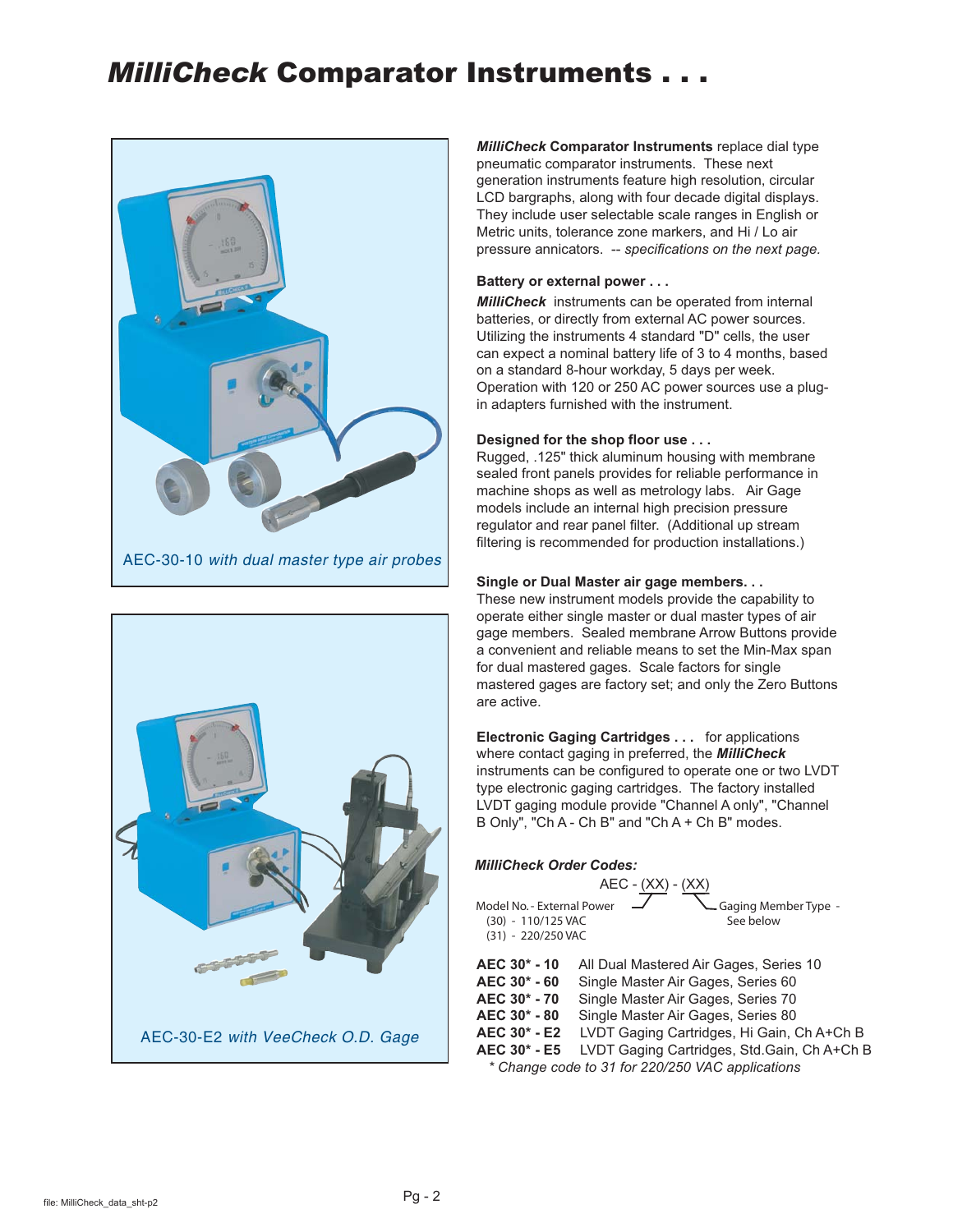# *MilliCheck* Comparator Instruments . . .

AEC-30-10 *with dual master type air probes*

AEC-30-E2 *with VeeCheck O.D. Gage*

***MilliCheck* Comparator Instruments** replace dial type pneumatic comparator instruments. These next generation instruments feature high resolution, circular LCD bargraphs, along with four decade digital displays. They include user selectable scale ranges in English or Metric units, tolerance zone markers, and Hi / Lo air pressure annicators. -- *specifications on the next page.*

**Battery or external power . . .**

***MilliCheck*** instruments can be operated from internal batteries, or directly from external AC power sources. Utilizing the instruments 4 standard "D" cells, the user can expect a nominal battery life of 3 to 4 months, based on a standard 8-hour workday, 5 days per week. Operation with 120 or 250 AC power sources use a plug-in adapters furnished with the instrument.

**Designed for the shop floor use . . .**

Rugged, .125" thick aluminum housing with membrane sealed front panels provides for reliable performance in machine shops as well as metrology labs. Air Gage models include an internal high precision pressure regulator and rear panel filter. (Additional up stream filtering is recommended for production installations.)

**Single or Dual Master air gage members. . .**

These new instrument models provide the capability to operate either single master or dual master types of air gage members. Sealed membrane Arrow Buttons provide a convenient and reliable means to set the Min-Max span for dual mastered gages. Scale factors for single mastered gages are factory set; and only the Zero Buttons are active.

**Electronic Gaging Cartridges . . .** for applications where contact gaging in preferred, the ***MilliCheck*** instruments can be configured to operate one or two LVDT type electronic gaging cartridges. The factory installed LVDT gaging module provide "Channel A only", "Channel B Only", "Ch A - Ch B" and "Ch A + Ch B" modes.

***MilliCheck Order Codes:***

AEC - (XX) - (XX)

Model No. - External Power
- (30) - 110/125 VAC
- (31) - 220/250 VAC

Gaging Member Type - See below

| | |
|---|---|
| **AEC 30* - 10** | All Dual Mastered Air Gages, Series 10 |
| **AEC 30* - 60** | Single Master Air Gages, Series 60 |
| **AEC 30* - 70** | Single Master Air Gages, Series 70 |
| **AEC 30* - 80** | Single Master Air Gages, Series 80 |
| **AEC 30* - E2** | LVDT Gaging Cartridges, Hi Gain, Ch A+Ch B |
| **AEC 30* - E5** | LVDT Gaging Cartridges, Std.Gain, Ch A+Ch B |

*\* Change code to 31 for 220/250 VAC applications*

file: MilliCheck_data_sht-p2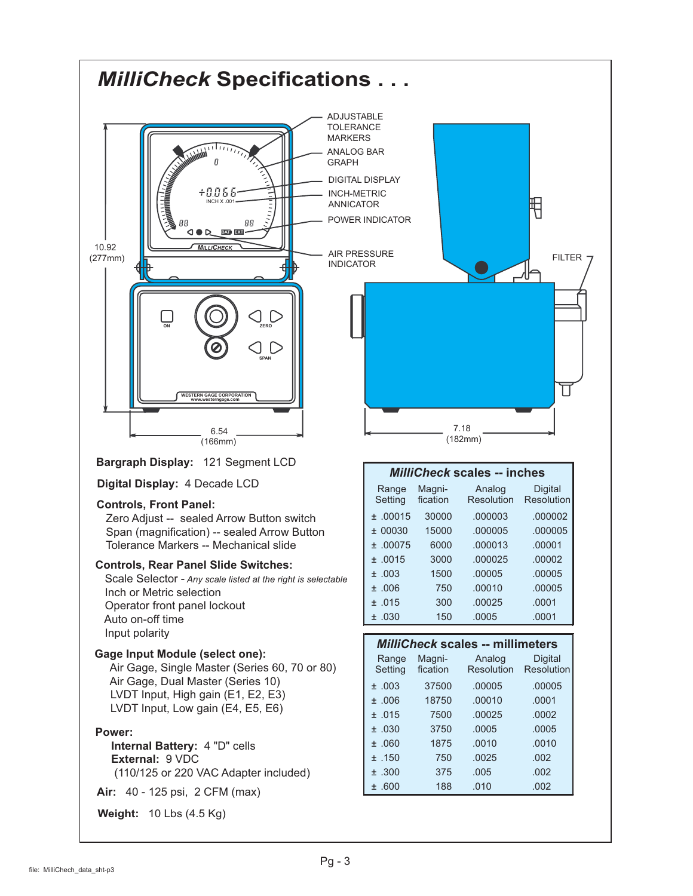# *MilliCheck* Specifications . . .

ADJUSTABLE TOLERANCE MARKERS

ANALOG BAR GRAPH

DIGITAL DISPLAY

INCH-METRIC ANNICATOR

POWER INDICATOR

AIR PRESSURE INDICATOR

FILTER

10.92 (277mm)

6.54 (166mm)

7.18 (182mm)

**Bargraph Display:** 121 Segment LCD

**Digital Display:** 4 Decade LCD

**Controls, Front Panel:**
- Zero Adjust -- sealed Arrow Button switch
- Span (magnification) -- sealed Arrow Button
- Tolerance Markers -- Mechanical slide

**Controls, Rear Panel Slide Switches:**
- Scale Selector - *Any scale listed at the right is selectable*
- Inch or Metric selection
- Operator front panel lockout
- Auto on-off time
- Input polarity

**Gage Input Module (select one):**
- Air Gage, Single Master (Series 60, 70 or 80)
- Air Gage, Dual Master (Series 10)
- LVDT Input, High gain (E1, E2, E3)
- LVDT Input, Low gain (E4, E5, E6)

**Power:**
- **Internal Battery:** 4 "D" cells
- **External:** 9 VDC (110/125 or 220 VAC Adapter included)

**Air:** 40 - 125 psi, 2 CFM (max)

**Weight:** 10 Lbs (4.5 Kg)

### *MilliCheck* scales -- inches

| Range Setting | Magni-fication | Analog Resolution | Digital Resolution |
|---|---|---|---|
| ± .00015 | 30000 | .000003 | .000002 |
| ± 00030 | 15000 | .000005 | .000005 |
| ± .00075 | 6000 | .000013 | .00001 |
| ± .0015 | 3000 | .000025 | .00002 |
| ± .003 | 1500 | .00005 | .00005 |
| ± .006 | 750 | .00010 | .00005 |
| ± .015 | 300 | .00025 | .0001 |
| ± .030 | 150 | .0005 | .0001 |

### *MilliCheck* scales -- millimeters

| Range Setting | Magni-fication | Analog Resolution | Digital Resolution |
|---|---|---|---|
| ± .003 | 37500 | .00005 | .00005 |
| ± .006 | 18750 | .00010 | .0001 |
| ± .015 | 7500 | .00025 | .0002 |
| ± .030 | 3750 | .0005 | .0005 |
| ± .060 | 1875 | .0010 | .0010 |
| ± .150 | 750 | .0025 | .002 |
| ± .300 | 375 | .005 | .002 |
| ± .600 | 188 | .010 | .002 |

file: MilliChech_data_sht-p3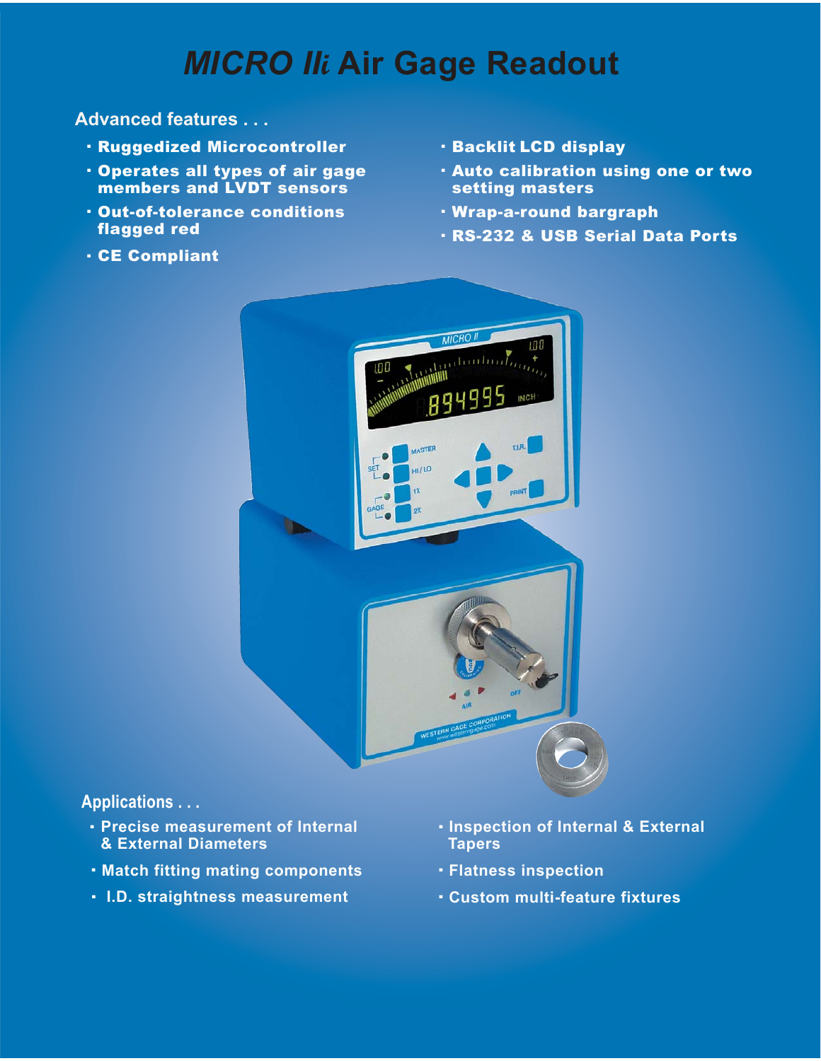# *MICRO IIi* Air Gage Readout

## Advanced features . . .

- Ruggedized Microcontroller
- Operates all types of air gage members and LVDT sensors
- Out-of-tolerance conditions flagged red
- CE Compliant
- Backlit LCD display
- Auto calibration using one or two setting masters
- Wrap-a-round bargraph
- RS-232 & USB Serial Data Ports

## Applications . . .

- Precise measurement of Internal & External Diameters
- Match fitting mating components
- I.D. straightness measurement
- Inspection of Internal & External Tapers
- Flatness inspection
- Custom multi-feature fixtures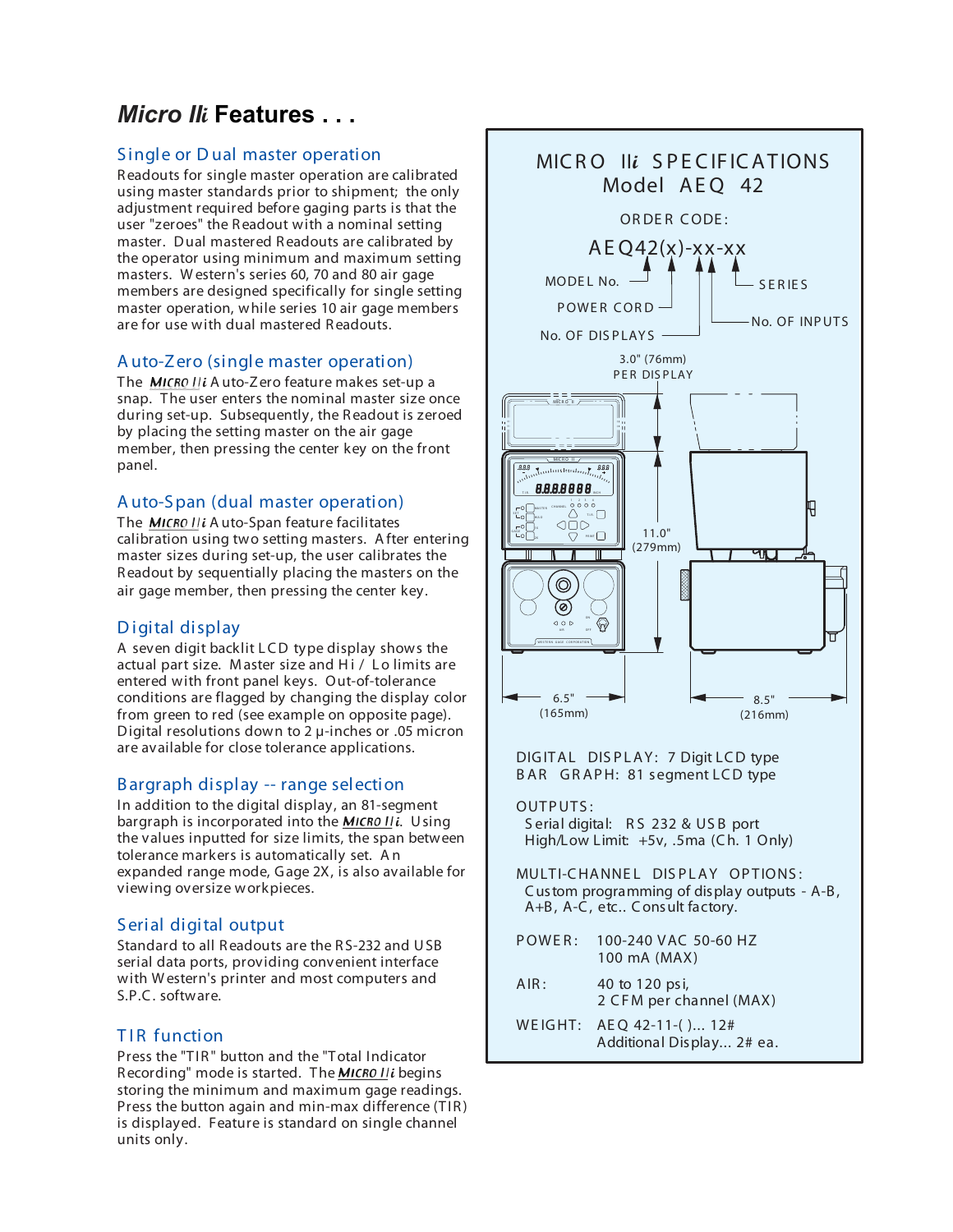# *Micro IIi* Features . . .

## Single or Dual master operation

Readouts for single master operation are calibrated using master standards prior to shipment; the only adjustment required before gaging parts is that the user "zeroes" the Readout with a nominal setting master. Dual mastered Readouts are calibrated by the operator using minimum and maximum setting masters. Western's series 60, 70 and 80 air gage members are designed specifically for single setting master operation, while series 10 air gage members are for use with dual mastered Readouts.

## Auto-Zero (single master operation)

The *MICRO IIi* Auto-Zero feature makes set-up a snap. The user enters the nominal master size once during set-up. Subsequently, the Readout is zeroed by placing the setting master on the air gage member, then pressing the center key on the front panel.

## Auto-Span (dual master operation)

The *MICRO IIi* Auto-Span feature facilitates calibration using two setting masters. After entering master sizes during set-up, the user calibrates the Readout by sequentially placing the masters on the air gage member, then pressing the center key.

## Digital display

A seven digit backlit LCD type display shows the actual part size. Master size and Hi / Lo limits are entered with front panel keys. Out-of-tolerance conditions are flagged by changing the display color from green to red (see example on opposite page). Digital resolutions down to 2 µ-inches or .05 micron are available for close tolerance applications.

## Bargraph display -- range selection

In addition to the digital display, an 81-segment bargraph is incorporated into the *MICRO IIi*. Using the values inputted for size limits, the span between tolerance markers is automatically set. An expanded range mode, Gage 2X, is also available for viewing oversize workpieces.

## Serial digital output

Standard to all Readouts are the RS-232 and USB serial data ports, providing convenient interface with Western's printer and most computers and S.P.C. software.

## TIR function

Press the "TIR" button and the "Total Indicator Recording" mode is started. The *MICRO IIi* begins storing the minimum and maximum gage readings. Press the button again and min-max difference (TIR) is displayed. Feature is standard on single channel units only.

## MICRO IIi SPECIFICATIONS
## Model AEQ 42

ORDER CODE:

AEQ42(x)-xx-xx

- MODEL No.
- POWER CORD
- No. OF DISPLAYS
- No. OF INPUTS
- SERIES

3.0" (76mm) PER DISPLAY

11.0" (279mm)

6.5" (165mm)

8.5" (216mm)

DIGITAL DISPLAY: 7 Digit LCD type
BAR GRAPH: 81 segment LCD type

OUTPUTS:
Serial digital: RS 232 & USB port
High/Low Limit: +5v, .5ma (Ch. 1 Only)

MULTI-CHANNEL DISPLAY OPTIONS:
Custom programming of display outputs - A-B, A+B, A-C, etc.. Consult factory.

| | |
|---|---|
| POWER: | 100-240 VAC 50-60 HZ<br>100 mA (MAX) |
| AIR: | 40 to 120 psi,<br>2 CFM per channel (MAX) |
| WEIGHT: | AEQ 42-11-( )... 12#<br>Additional Display... 2# ea. |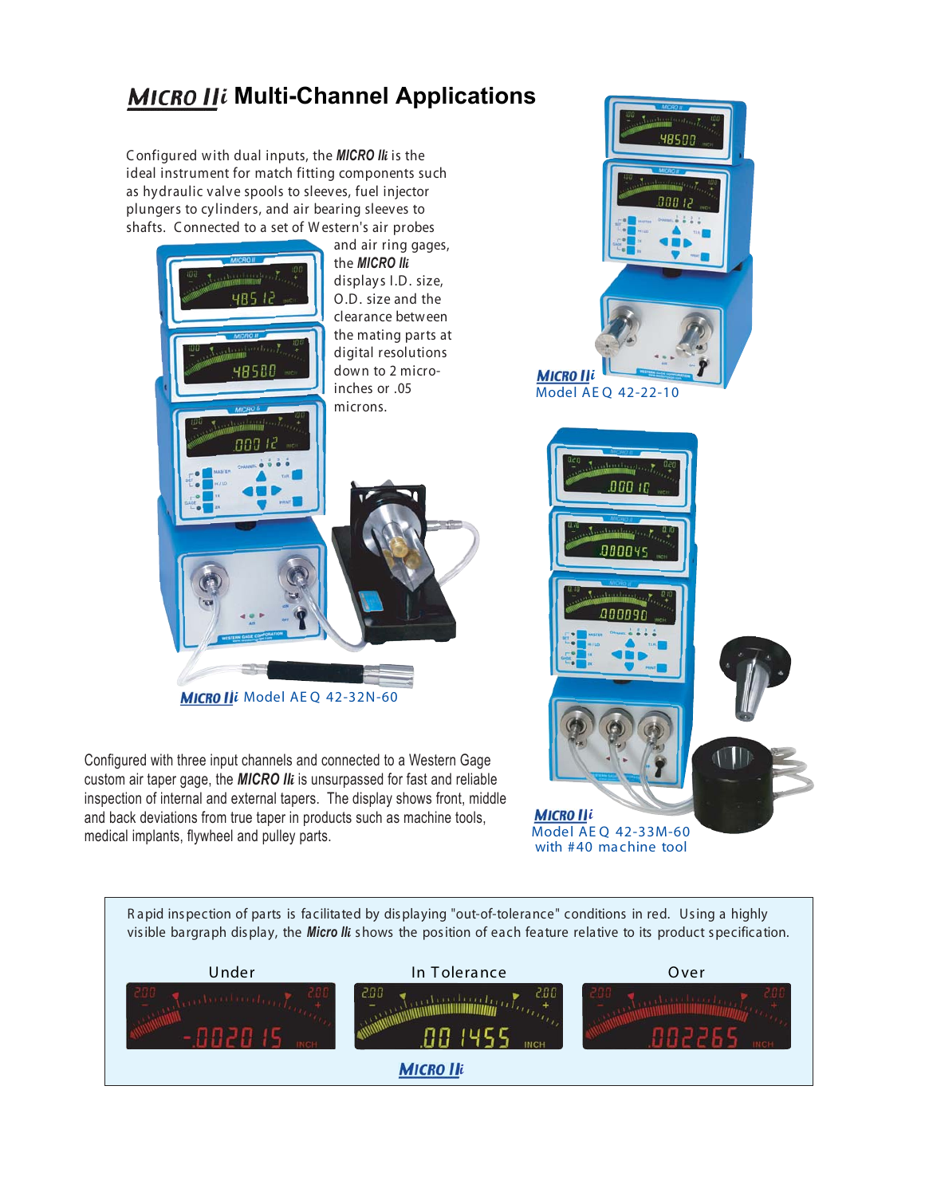# *MICRO IIi* Multi-Channel Applications

Configured with dual inputs, the ***MICRO IIi*** is the ideal instrument for match fitting components such as hydraulic valve spools to sleeves, fuel injector plungers to cylinders, and air bearing sleeves to shafts. Connected to a set of Western's air probes and air ring gages, the ***MICRO IIi*** displays I.D. size, O.D. size and the clearance between the mating parts at digital resolutions down to 2 micro-inches or .05 microns.

***MICRO IIi*** Model AEQ 42-32N-60

***MICRO IIi*** Model AEQ 42-22-10

Configured with three input channels and connected to a Western Gage custom air taper gage, the ***MICRO IIi*** is unsurpassed for fast and reliable inspection of internal and external tapers. The display shows front, middle and back deviations from true taper in products such as machine tools, medical implants, flywheel and pulley parts.

***MICRO IIi*** Model AEQ 42-33M-60 with #40 machine tool

Rapid inspection of parts is facilitated by displaying "out-of-tolerance" conditions in red. Using a highly visible bargraph display, the ***Micro IIi*** shows the position of each feature relative to its product specification.

Under

In Tolerance

Over

***MICRO IIi***